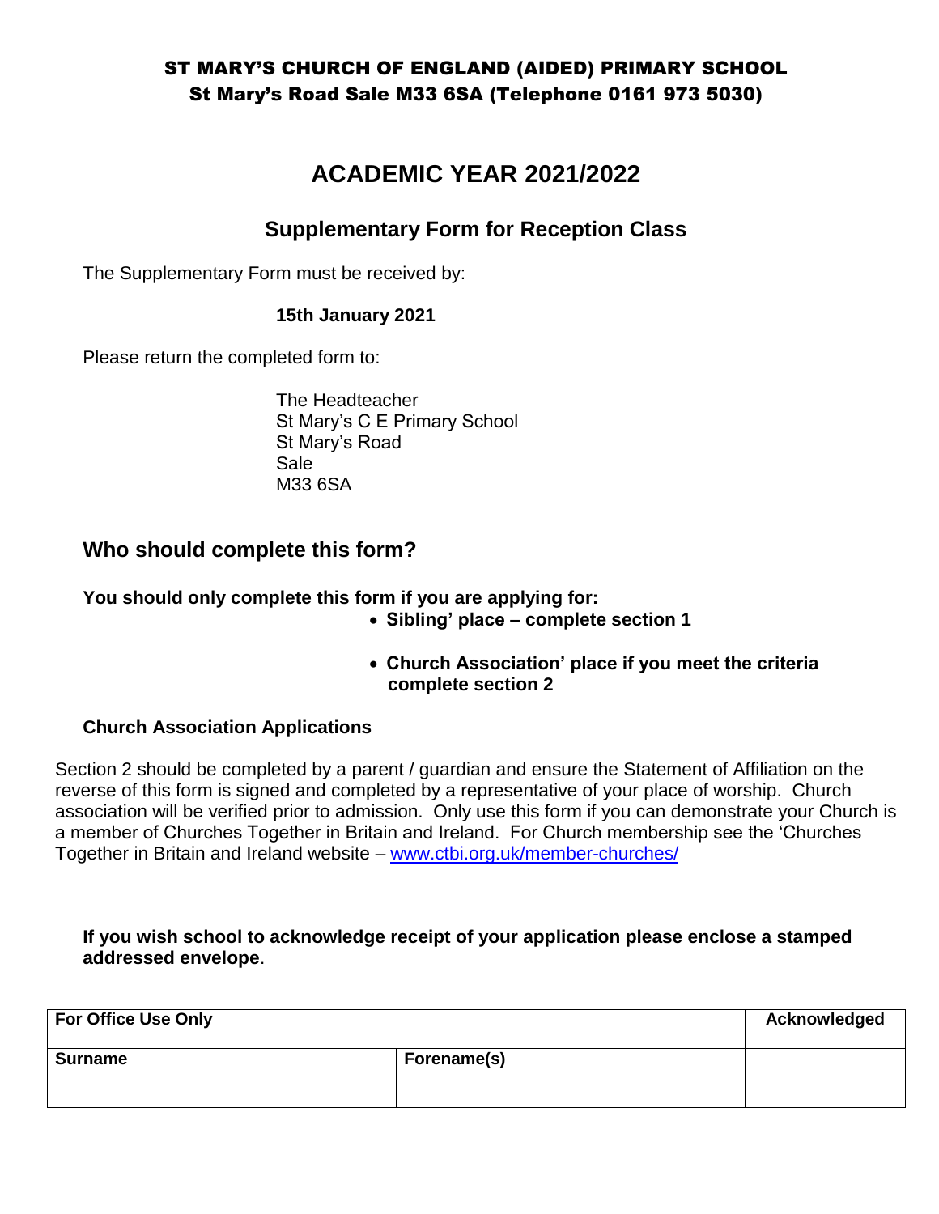# ST MARY'S CHURCH OF ENGLAND (AIDED) PRIMARY SCHOOL
## St Mary's Road Sale M33 6SA (Telephone 0161 973 5030)

# ACADEMIC YEAR 2021/2022

## Supplementary Form for Reception Class

The Supplementary Form must be received by:

**15th January 2021**

Please return the completed form to:

The Headteacher
St Mary's C E Primary School
St Mary's Road
Sale
M33 6SA

## Who should complete this form?

**You should only complete this form if you are applying for:**

- **Sibling' place – complete section 1**
- **Church Association' place if you meet the criteria complete section 2**

**Church Association Applications**

Section 2 should be completed by a parent / guardian and ensure the Statement of Affiliation on the reverse of this form is signed and completed by a representative of your place of worship. Church association will be verified prior to admission. Only use this form if you can demonstrate your Church is a member of Churches Together in Britain and Ireland. For Church membership see the 'Churches Together in Britain and Ireland website – www.ctbi.org.uk/member-churches/

**If you wish school to acknowledge receipt of your application please enclose a stamped addressed envelope**.

| For Office Use Only | | Acknowledged |
|---|---|---|
| Surname | Forename(s) | |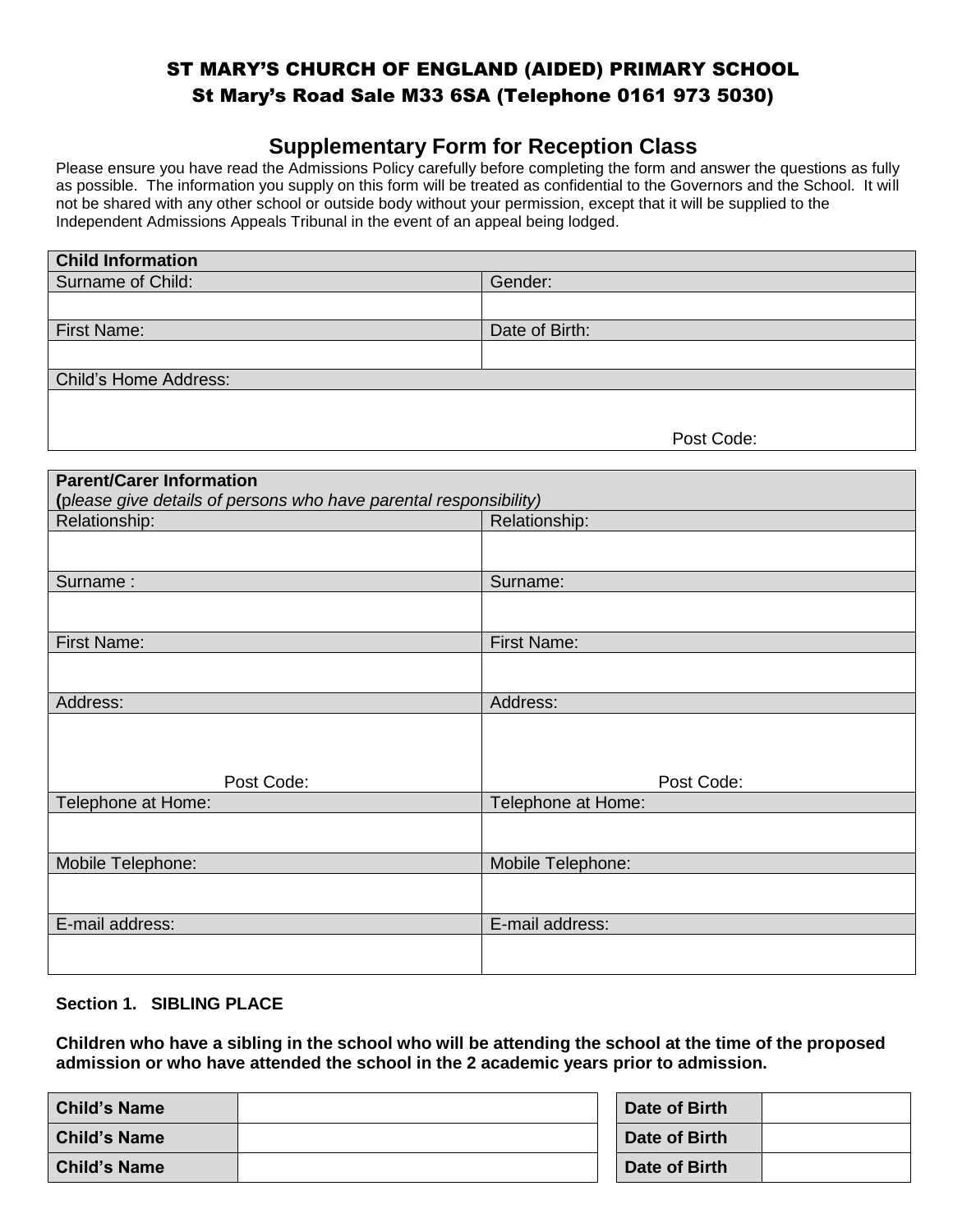# ST MARY'S CHURCH OF ENGLAND (AIDED) PRIMARY SCHOOL

**St Mary's Road Sale M33 6SA (Telephone 0161 973 5030)**

## Supplementary Form for Reception Class

Please ensure you have read the Admissions Policy carefully before completing the form and answer the questions as fully as possible. The information you supply on this form will be treated as confidential to the Governors and the School. It will not be shared with any other school or outside body without your permission, except that it will be supplied to the Independent Admissions Appeals Tribunal in the event of an appeal being lodged.

| **Child Information** | |
|---|---|
| Surname of Child: | Gender: |
| | |
| First Name: | Date of Birth: |
| | |
| Child's Home Address: | |
| Post Code: | |

| **Parent/Carer Information** (*please give details of persons who have parental responsibility)* | |
|---|---|
| Relationship: | Relationship: |
| | |
| Surname : | Surname: |
| | |
| First Name: | First Name: |
| | |
| Address: | Address: |
| Post Code: | Post Code: |
| Telephone at Home: | Telephone at Home: |
| | |
| Mobile Telephone: | Mobile Telephone: |
| | |
| E-mail address: | E-mail address: |
| | |

**Section 1. SIBLING PLACE**

**Children who have a sibling in the school who will be attending the school at the time of the proposed admission or who have attended the school in the 2 academic years prior to admission.**

| **Child's Name** | | **Date of Birth** | |
|---|---|---|---|
| **Child's Name** | | **Date of Birth** | |
| **Child's Name** | | **Date of Birth** | |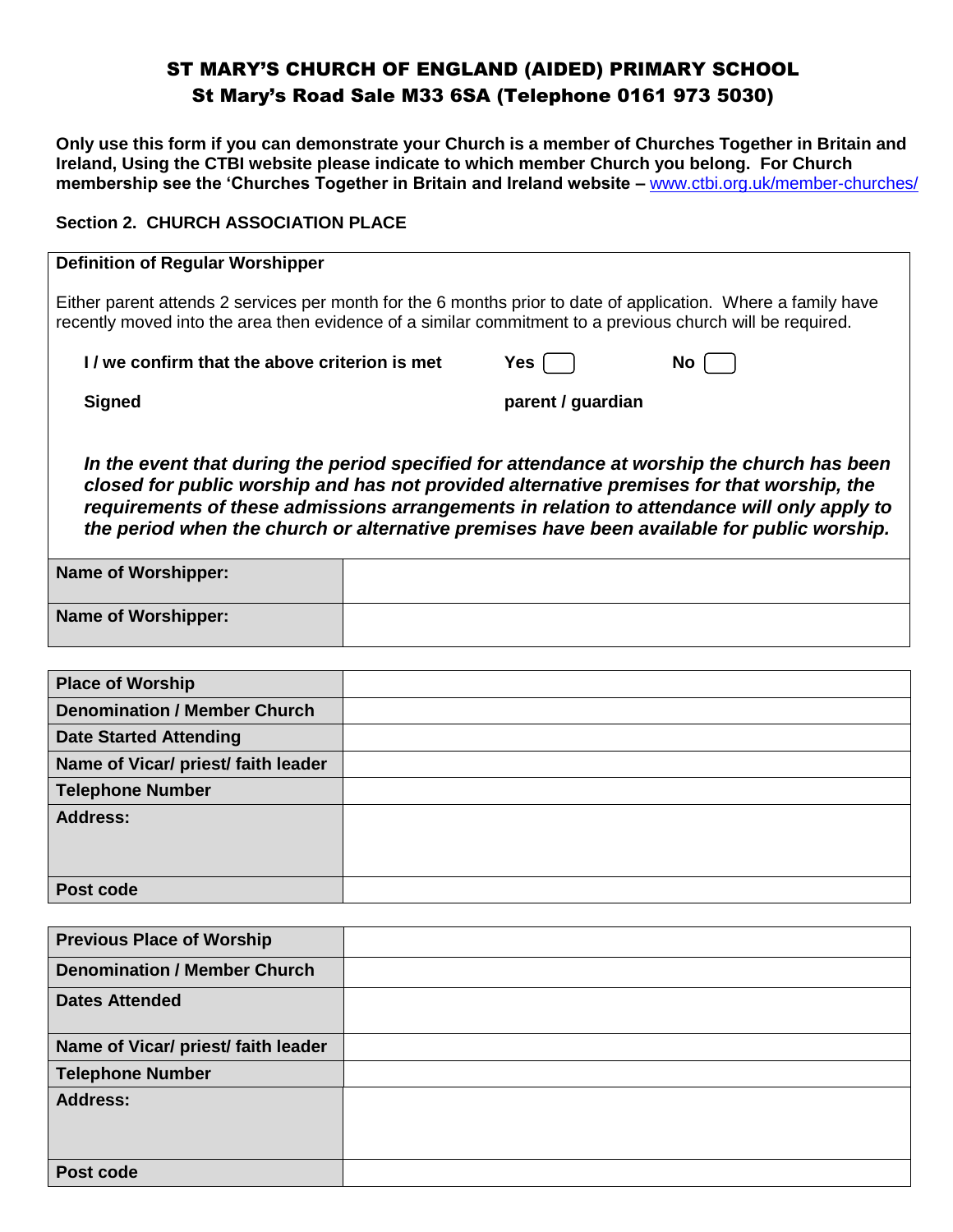# ST MARY'S CHURCH OF ENGLAND (AIDED) PRIMARY SCHOOL

## St Mary's Road Sale M33 6SA (Telephone 0161 973 5030)

**Only use this form if you can demonstrate your Church is a member of Churches Together in Britain and Ireland, Using the CTBI website please indicate to which member Church you belong. For Church membership see the 'Churches Together in Britain and Ireland website –** www.ctbi.org.uk/member-churches/

**Section 2. CHURCH ASSOCIATION PLACE**

**Definition of Regular Worshipper**

Either parent attends 2 services per month for the 6 months prior to date of application. Where a family have recently moved into the area then evidence of a similar commitment to a previous church will be required.

**I / we confirm that the above criterion is met** **Yes** ☐ **No** ☐

**Signed** **parent / guardian**

***In the event that during the period specified for attendance at worship the church has been closed for public worship and has not provided alternative premises for that worship, the requirements of these admissions arrangements in relation to attendance will only apply to the period when the church or alternative premises have been available for public worship.***

| | |
|---|---|
| **Name of Worshipper:** | |
| **Name of Worshipper:** | |

| | |
|---|---|
| **Place of Worship** | |
| **Denomination / Member Church** | |
| **Date Started Attending** | |
| **Name of Vicar/ priest/ faith leader** | |
| **Telephone Number** | |
| **Address:** | |
| **Post code** | |

| | |
|---|---|
| **Previous Place of Worship** | |
| **Denomination / Member Church** | |
| **Dates Attended** | |
| **Name of Vicar/ priest/ faith leader** | |
| **Telephone Number** | |
| **Address:** | |
| **Post code** | |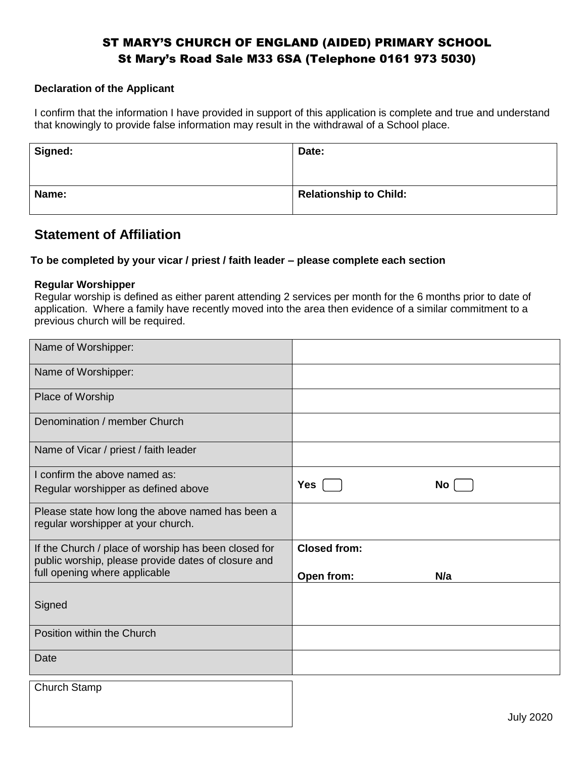# ST MARY'S CHURCH OF ENGLAND (AIDED) PRIMARY SCHOOL
## St Mary's Road Sale M33 6SA (Telephone 0161 973 5030)

**Declaration of the Applicant**

I confirm that the information I have provided in support of this application is complete and true and understand that knowingly to provide false information may result in the withdrawal of a School place.

| | |
|---|---|
| **Signed:** | **Date:** |
| **Name:** | **Relationship to Child:** |

## Statement of Affiliation

**To be completed by your vicar / priest / faith leader – please complete each section**

**Regular Worshipper**
Regular worship is defined as either parent attending 2 services per month for the 6 months prior to date of application. Where a family have recently moved into the area then evidence of a similar commitment to a previous church will be required.

| | |
|---|---|
| Name of Worshipper: | |
| Name of Worshipper: | |
| Place of Worship | |
| Denomination / member Church | |
| Name of Vicar / priest / faith leader | |
| I confirm the above named as: Regular worshipper as defined above | **Yes** ☐ **No** ☐ |
| Please state how long the above named has been a regular worshipper at your church. | |
| If the Church / place of worship has been closed for public worship, please provide dates of closure and full opening where applicable | **Closed from:** **Open from:** **N/a** |
| Signed | |
| Position within the Church | |
| Date | |

| |
|---|
| Church Stamp |

July 2020